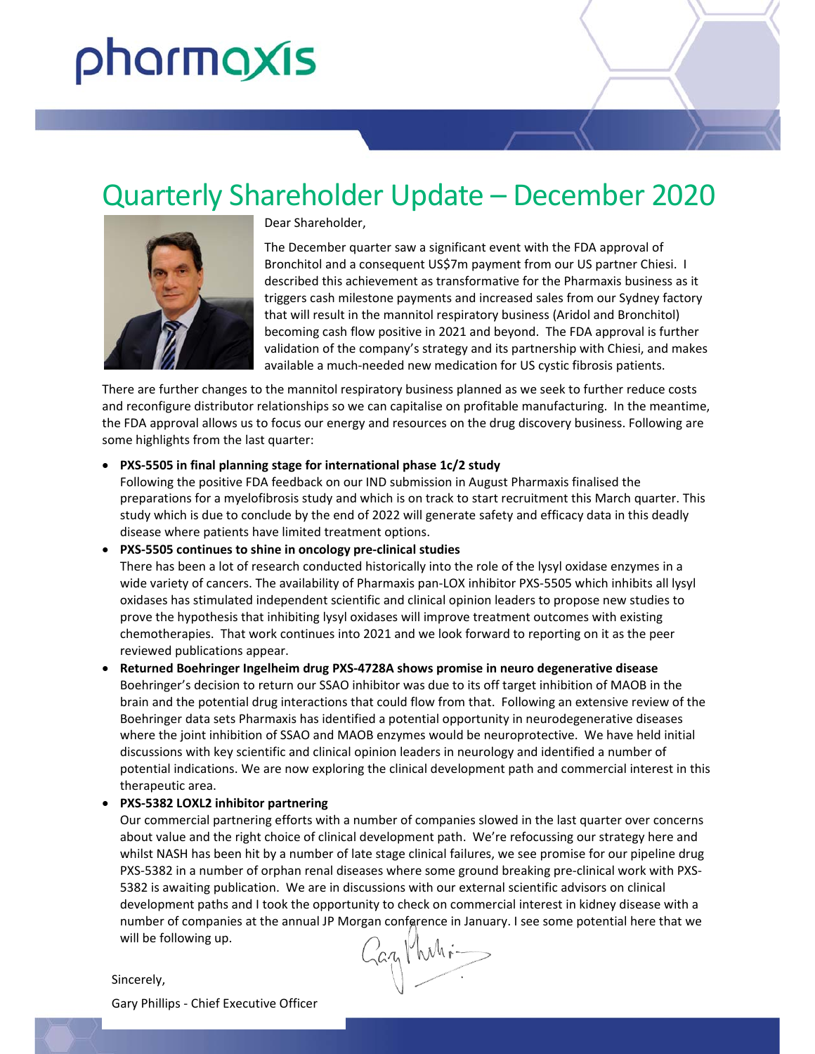# Quarterly Shareholder Update – December 2020

Dear Shareholder,

The December quarter saw a significant event with the FDA approval of Bronchitol and a consequent US$7m payment from our US partner Chiesi. I described this achievement as transformative for the Pharmaxis business as it triggers cash milestone payments and increased sales from our Sydney factory that will result in the mannitol respiratory business (Aridol and Bronchitol) becoming cash flow positive in 2021 and beyond. The FDA approval is further validation of the company's strategy and its partnership with Chiesi, and makes available a much-needed new medication for US cystic fibrosis patients.

There are further changes to the mannitol respiratory business planned as we seek to further reduce costs and reconfigure distributor relationships so we can capitalise on profitable manufacturing. In the meantime, the FDA approval allows us to focus our energy and resources on the drug discovery business. Following are some highlights from the last quarter:

- **PXS-5505 in final planning stage for international phase 1c/2 study**
  Following the positive FDA feedback on our IND submission in August Pharmaxis finalised the preparations for a myelofibrosis study and which is on track to start recruitment this March quarter. This study which is due to conclude by the end of 2022 will generate safety and efficacy data in this deadly disease where patients have limited treatment options.
- **PXS-5505 continues to shine in oncology pre-clinical studies**
  There has been a lot of research conducted historically into the role of the lysyl oxidase enzymes in a wide variety of cancers. The availability of Pharmaxis pan-LOX inhibitor PXS-5505 which inhibits all lysyl oxidases has stimulated independent scientific and clinical opinion leaders to propose new studies to prove the hypothesis that inhibiting lysyl oxidases will improve treatment outcomes with existing chemotherapies. That work continues into 2021 and we look forward to reporting on it as the peer reviewed publications appear.
- **Returned Boehringer Ingelheim drug PXS-4728A shows promise in neuro degenerative disease**
  Boehringer's decision to return our SSAO inhibitor was due to its off target inhibition of MAOB in the brain and the potential drug interactions that could flow from that. Following an extensive review of the Boehringer data sets Pharmaxis has identified a potential opportunity in neurodegenerative diseases where the joint inhibition of SSAO and MAOB enzymes would be neuroprotective. We have held initial discussions with key scientific and clinical opinion leaders in neurology and identified a number of potential indications. We are now exploring the clinical development path and commercial interest in this therapeutic area.
- **PXS-5382 LOXL2 inhibitor partnering**
  Our commercial partnering efforts with a number of companies slowed in the last quarter over concerns about value and the right choice of clinical development path. We're refocussing our strategy here and whilst NASH has been hit by a number of late stage clinical failures, we see promise for our pipeline drug PXS-5382 in a number of orphan renal diseases where some ground breaking pre-clinical work with PXS-5382 is awaiting publication. We are in discussions with our external scientific advisors on clinical development paths and I took the opportunity to check on commercial interest in kidney disease with a number of companies at the annual JP Morgan conference in January. I see some potential here that we will be following up.

Sincerely,

Gary Phillips - Chief Executive Officer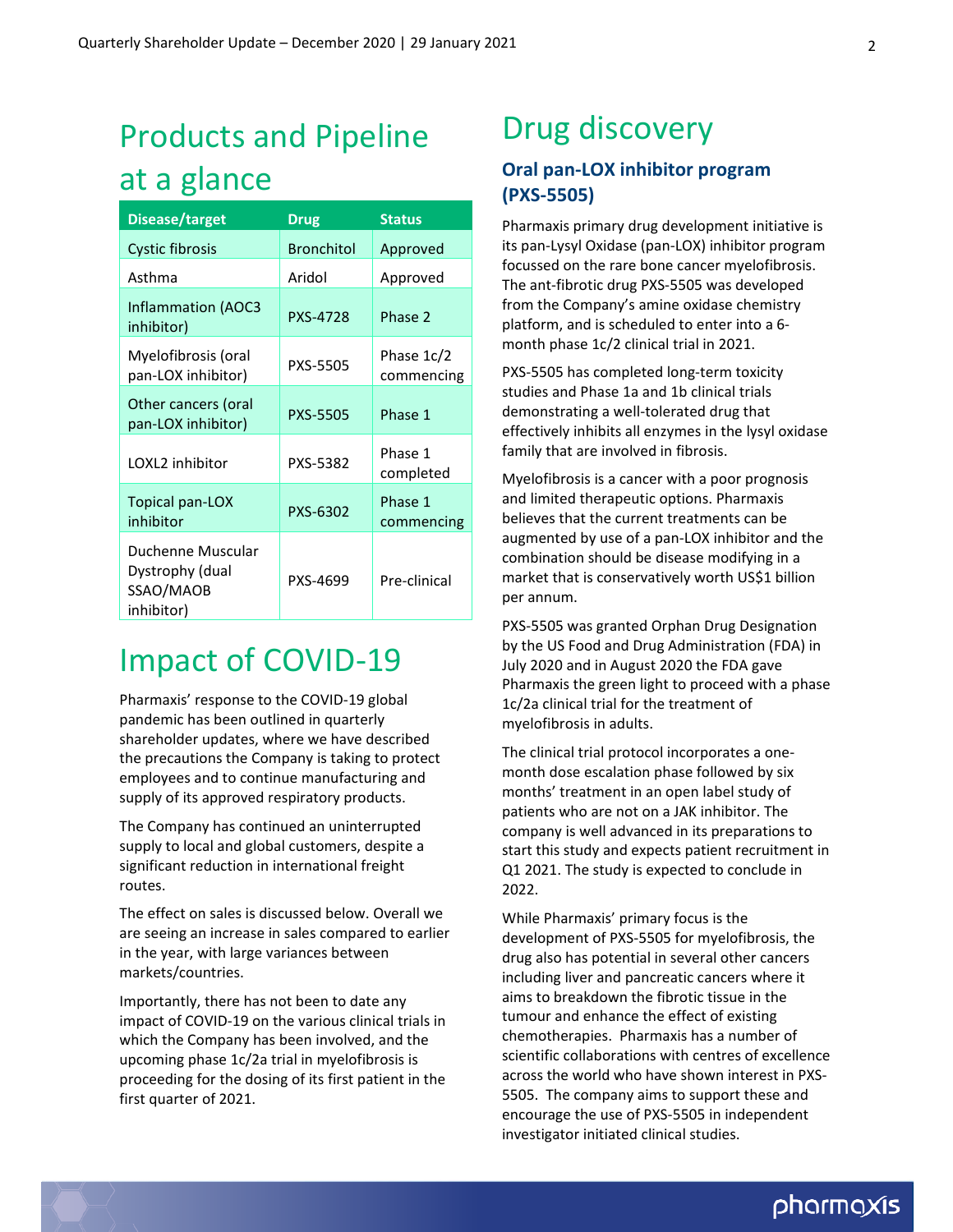# Products and Pipeline at a glance

| Disease/target | Drug | Status |
|---|---|---|
| Cystic fibrosis | Bronchitol | Approved |
| Asthma | Aridol | Approved |
| Inflammation (AOC3 inhibitor) | PXS-4728 | Phase 2 |
| Myelofibrosis (oral pan-LOX inhibitor) | PXS-5505 | Phase 1c/2 commencing |
| Other cancers (oral pan-LOX inhibitor) | PXS-5505 | Phase 1 |
| LOXL2 inhibitor | PXS-5382 | Phase 1 completed |
| Topical pan-LOX inhibitor | PXS-6302 | Phase 1 commencing |
| Duchenne Muscular Dystrophy (dual SSAO/MAOB inhibitor) | PXS-4699 | Pre-clinical |

# Impact of COVID-19

Pharmaxis' response to the COVID-19 global pandemic has been outlined in quarterly shareholder updates, where we have described the precautions the Company is taking to protect employees and to continue manufacturing and supply of its approved respiratory products.

The Company has continued an uninterrupted supply to local and global customers, despite a significant reduction in international freight routes.

The effect on sales is discussed below. Overall we are seeing an increase in sales compared to earlier in the year, with large variances between markets/countries.

Importantly, there has not been to date any impact of COVID-19 on the various clinical trials in which the Company has been involved, and the upcoming phase 1c/2a trial in myelofibrosis is proceeding for the dosing of its first patient in the first quarter of 2021.

# Drug discovery

## Oral pan-LOX inhibitor program (PXS-5505)

Pharmaxis primary drug development initiative is its pan-Lysyl Oxidase (pan-LOX) inhibitor program focussed on the rare bone cancer myelofibrosis. The ant-fibrotic drug PXS-5505 was developed from the Company's amine oxidase chemistry platform, and is scheduled to enter into a 6-month phase 1c/2 clinical trial in 2021.

PXS-5505 has completed long-term toxicity studies and Phase 1a and 1b clinical trials demonstrating a well-tolerated drug that effectively inhibits all enzymes in the lysyl oxidase family that are involved in fibrosis.

Myelofibrosis is a cancer with a poor prognosis and limited therapeutic options. Pharmaxis believes that the current treatments can be augmented by use of a pan-LOX inhibitor and the combination should be disease modifying in a market that is conservatively worth US$1 billion per annum.

PXS-5505 was granted Orphan Drug Designation by the US Food and Drug Administration (FDA) in July 2020 and in August 2020 the FDA gave Pharmaxis the green light to proceed with a phase 1c/2a clinical trial for the treatment of myelofibrosis in adults.

The clinical trial protocol incorporates a one-month dose escalation phase followed by six months' treatment in an open label study of patients who are not on a JAK inhibitor. The company is well advanced in its preparations to start this study and expects patient recruitment in Q1 2021. The study is expected to conclude in 2022.

While Pharmaxis' primary focus is the development of PXS-5505 for myelofibrosis, the drug also has potential in several other cancers including liver and pancreatic cancers where it aims to breakdown the fibrotic tissue in the tumour and enhance the effect of existing chemotherapies. Pharmaxis has a number of scientific collaborations with centres of excellence across the world who have shown interest in PXS-5505. The company aims to support these and encourage the use of PXS-5505 in independent investigator initiated clinical studies.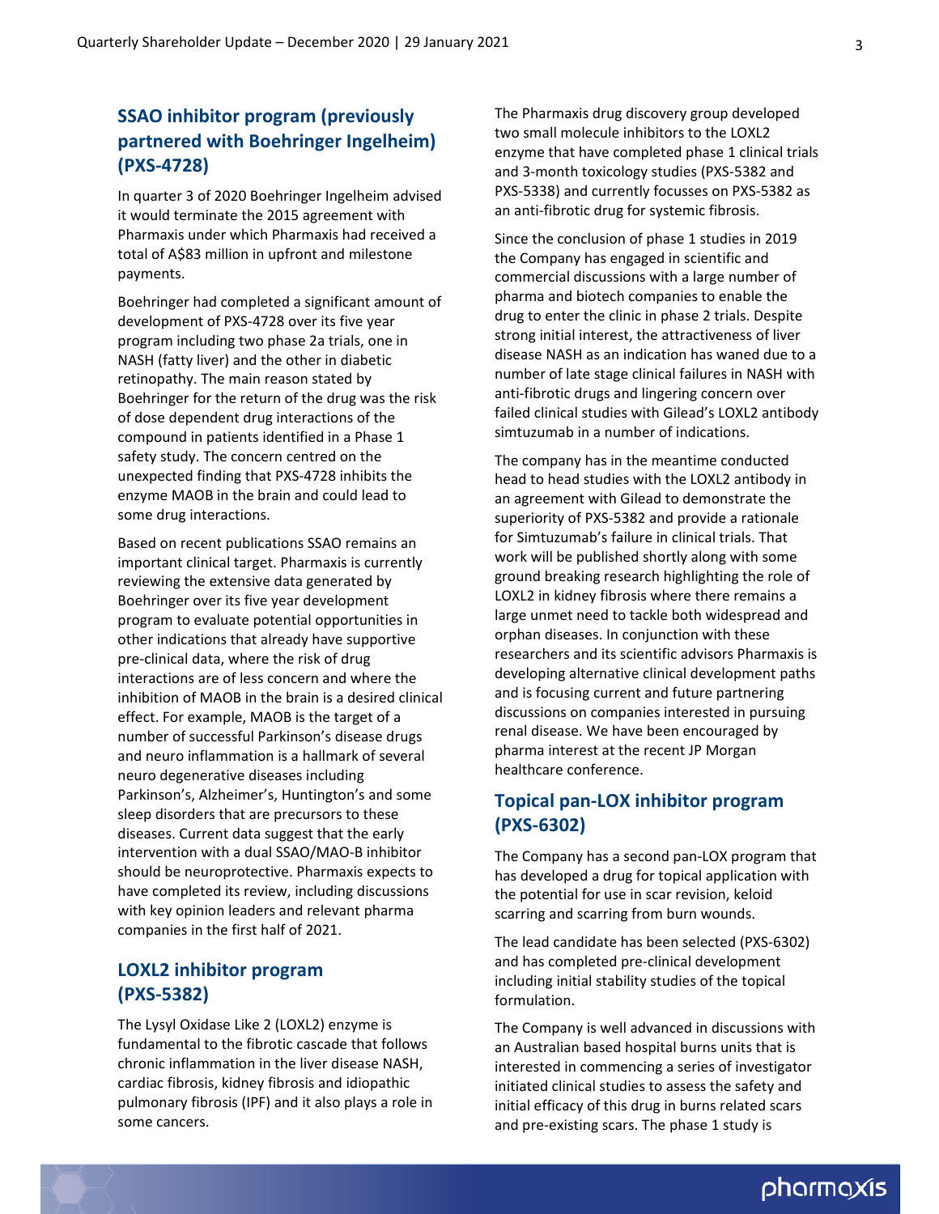## SSAO inhibitor program (previously partnered with Boehringer Ingelheim) (PXS-4728)

In quarter 3 of 2020 Boehringer Ingelheim advised it would terminate the 2015 agreement with Pharmaxis under which Pharmaxis had received a total of A$83 million in upfront and milestone payments.

Boehringer had completed a significant amount of development of PXS-4728 over its five year program including two phase 2a trials, one in NASH (fatty liver) and the other in diabetic retinopathy. The main reason stated by Boehringer for the return of the drug was the risk of dose dependent drug interactions of the compound in patients identified in a Phase 1 safety study. The concern centred on the unexpected finding that PXS-4728 inhibits the enzyme MAOB in the brain and could lead to some drug interactions.

Based on recent publications SSAO remains an important clinical target. Pharmaxis is currently reviewing the extensive data generated by Boehringer over its five year development program to evaluate potential opportunities in other indications that already have supportive pre-clinical data, where the risk of drug interactions are of less concern and where the inhibition of MAOB in the brain is a desired clinical effect. For example, MAOB is the target of a number of successful Parkinson's disease drugs and neuro inflammation is a hallmark of several neuro degenerative diseases including Parkinson's, Alzheimer's, Huntington's and some sleep disorders that are precursors to these diseases. Current data suggest that the early intervention with a dual SSAO/MAO-B inhibitor should be neuroprotective. Pharmaxis expects to have completed its review, including discussions with key opinion leaders and relevant pharma companies in the first half of 2021.

## LOXL2 inhibitor program (PXS-5382)

The Lysyl Oxidase Like 2 (LOXL2) enzyme is fundamental to the fibrotic cascade that follows chronic inflammation in the liver disease NASH, cardiac fibrosis, kidney fibrosis and idiopathic pulmonary fibrosis (IPF) and it also plays a role in some cancers.

The Pharmaxis drug discovery group developed two small molecule inhibitors to the LOXL2 enzyme that have completed phase 1 clinical trials and 3-month toxicology studies (PXS-5382 and PXS-5338) and currently focusses on PXS-5382 as an anti-fibrotic drug for systemic fibrosis.

Since the conclusion of phase 1 studies in 2019 the Company has engaged in scientific and commercial discussions with a large number of pharma and biotech companies to enable the drug to enter the clinic in phase 2 trials. Despite strong initial interest, the attractiveness of liver disease NASH as an indication has waned due to a number of late stage clinical failures in NASH with anti-fibrotic drugs and lingering concern over failed clinical studies with Gilead's LOXL2 antibody simtuzumab in a number of indications.

The company has in the meantime conducted head to head studies with the LOXL2 antibody in an agreement with Gilead to demonstrate the superiority of PXS-5382 and provide a rationale for Simtuzumab's failure in clinical trials. That work will be published shortly along with some ground breaking research highlighting the role of LOXL2 in kidney fibrosis where there remains a large unmet need to tackle both widespread and orphan diseases. In conjunction with these researchers and its scientific advisors Pharmaxis is developing alternative clinical development paths and is focusing current and future partnering discussions on companies interested in pursuing renal disease. We have been encouraged by pharma interest at the recent JP Morgan healthcare conference.

## Topical pan-LOX inhibitor program (PXS-6302)

The Company has a second pan-LOX program that has developed a drug for topical application with the potential for use in scar revision, keloid scarring and scarring from burn wounds.

The lead candidate has been selected (PXS-6302) and has completed pre-clinical development including initial stability studies of the topical formulation.

The Company is well advanced in discussions with an Australian based hospital burns units that is interested in commencing a series of investigator initiated clinical studies to assess the safety and initial efficacy of this drug in burns related scars and pre-existing scars. The phase 1 study is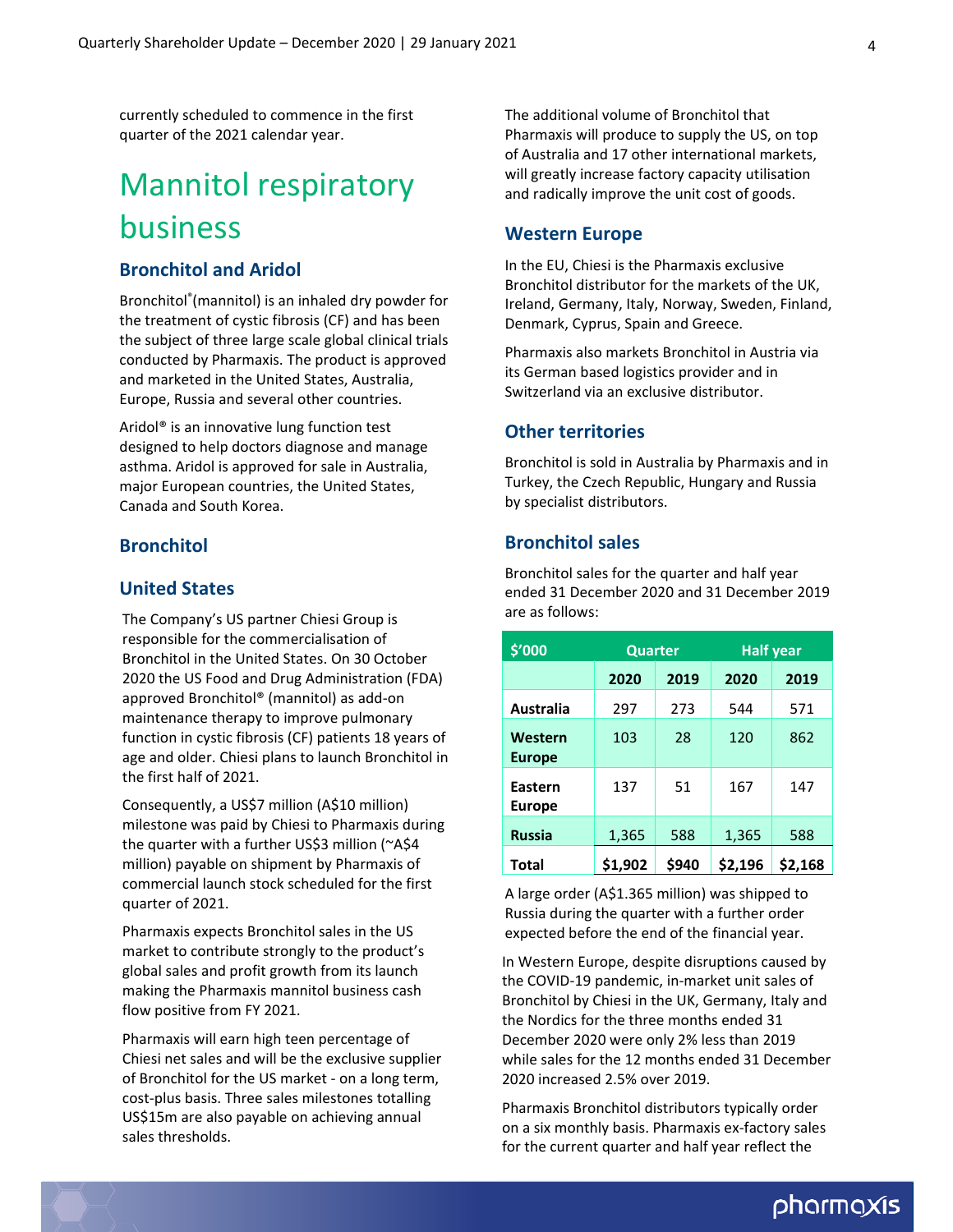currently scheduled to commence in the first quarter of the 2021 calendar year.

# Mannitol respiratory business

## Bronchitol and Aridol

Bronchitol®(mannitol) is an inhaled dry powder for the treatment of cystic fibrosis (CF) and has been the subject of three large scale global clinical trials conducted by Pharmaxis. The product is approved and marketed in the United States, Australia, Europe, Russia and several other countries.

Aridol® is an innovative lung function test designed to help doctors diagnose and manage asthma. Aridol is approved for sale in Australia, major European countries, the United States, Canada and South Korea.

## Bronchitol

### United States

The Company's US partner Chiesi Group is responsible for the commercialisation of Bronchitol in the United States. On 30 October 2020 the US Food and Drug Administration (FDA) approved Bronchitol® (mannitol) as add-on maintenance therapy to improve pulmonary function in cystic fibrosis (CF) patients 18 years of age and older. Chiesi plans to launch Bronchitol in the first half of 2021.

Consequently, a US$7 million (A$10 million) milestone was paid by Chiesi to Pharmaxis during the quarter with a further US$3 million (~A$4 million) payable on shipment by Pharmaxis of commercial launch stock scheduled for the first quarter of 2021.

Pharmaxis expects Bronchitol sales in the US market to contribute strongly to the product's global sales and profit growth from its launch making the Pharmaxis mannitol business cash flow positive from FY 2021.

Pharmaxis will earn high teen percentage of Chiesi net sales and will be the exclusive supplier of Bronchitol for the US market - on a long term, cost-plus basis. Three sales milestones totalling US$15m are also payable on achieving annual sales thresholds.

The additional volume of Bronchitol that Pharmaxis will produce to supply the US, on top of Australia and 17 other international markets, will greatly increase factory capacity utilisation and radically improve the unit cost of goods.

### Western Europe

In the EU, Chiesi is the Pharmaxis exclusive Bronchitol distributor for the markets of the UK, Ireland, Germany, Italy, Norway, Sweden, Finland, Denmark, Cyprus, Spain and Greece.

Pharmaxis also markets Bronchitol in Austria via its German based logistics provider and in Switzerland via an exclusive distributor.

### Other territories

Bronchitol is sold in Australia by Pharmaxis and in Turkey, the Czech Republic, Hungary and Russia by specialist distributors.

### Bronchitol sales

Bronchitol sales for the quarter and half year ended 31 December 2020 and 31 December 2019 are as follows:

| $'000 | Quarter | | Half year | |
|---|---|---|---|---|
| | **2020** | **2019** | **2020** | **2019** |
| **Australia** | 297 | 273 | 544 | 571 |
| **Western Europe** | 103 | 28 | 120 | 862 |
| **Eastern Europe** | 137 | 51 | 167 | 147 |
| **Russia** | 1,365 | 588 | 1,365 | 588 |
| **Total** | **$1,902** | **$940** | **$2,196** | **$2,168** |

A large order (A$1.365 million) was shipped to Russia during the quarter with a further order expected before the end of the financial year.

In Western Europe, despite disruptions caused by the COVID-19 pandemic, in-market unit sales of Bronchitol by Chiesi in the UK, Germany, Italy and the Nordics for the three months ended 31 December 2020 were only 2% less than 2019 while sales for the 12 months ended 31 December 2020 increased 2.5% over 2019.

Pharmaxis Bronchitol distributors typically order on a six monthly basis. Pharmaxis ex-factory sales for the current quarter and half year reflect the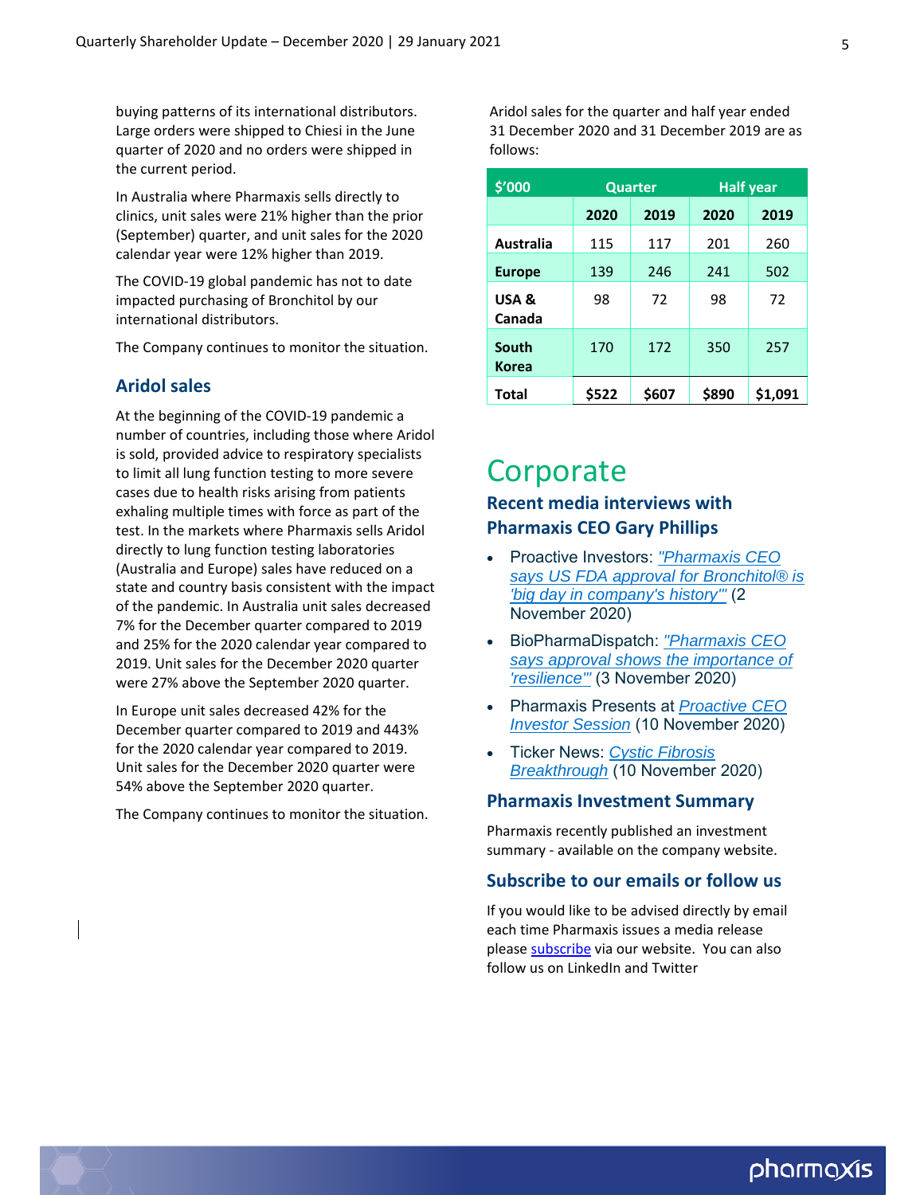buying patterns of its international distributors. Large orders were shipped to Chiesi in the June quarter of 2020 and no orders were shipped in the current period.

In Australia where Pharmaxis sells directly to clinics, unit sales were 21% higher than the prior (September) quarter, and unit sales for the 2020 calendar year were 12% higher than 2019.

The COVID-19 global pandemic has not to date impacted purchasing of Bronchitol by our international distributors.

The Company continues to monitor the situation.

### Aridol sales

At the beginning of the COVID-19 pandemic a number of countries, including those where Aridol is sold, provided advice to respiratory specialists to limit all lung function testing to more severe cases due to health risks arising from patients exhaling multiple times with force as part of the test. In the markets where Pharmaxis sells Aridol directly to lung function testing laboratories (Australia and Europe) sales have reduced on a state and country basis consistent with the impact of the pandemic. In Australia unit sales decreased 7% for the December quarter compared to 2019 and 25% for the 2020 calendar year compared to 2019. Unit sales for the December 2020 quarter were 27% above the September 2020 quarter.

In Europe unit sales decreased 42% for the December quarter compared to 2019 and 443% for the 2020 calendar year compared to 2019. Unit sales for the December 2020 quarter were 54% above the September 2020 quarter.

The Company continues to monitor the situation.

Aridol sales for the quarter and half year ended 31 December 2020 and 31 December 2019 are as follows:

| $'000 | Quarter | | Half year | |
|---|---|---|---|---|
| | 2020 | 2019 | 2020 | 2019 |
| Australia | 115 | 117 | 201 | 260 |
| Europe | 139 | 246 | 241 | 502 |
| USA & Canada | 98 | 72 | 98 | 72 |
| South Korea | 170 | 172 | 350 | 257 |
| Total | $522 | $607 | $890 | $1,091 |

# Corporate

### Recent media interviews with Pharmaxis CEO Gary Phillips

- Proactive Investors: *"Pharmaxis CEO says US FDA approval for Bronchitol® is 'big day in company's history'"* (2 November 2020)
- BioPharmaDispatch: *"Pharmaxis CEO says approval shows the importance of 'resilience'"* (3 November 2020)
- Pharmaxis Presents at *Proactive CEO Investor Session* (10 November 2020)
- Ticker News: *Cystic Fibrosis Breakthrough* (10 November 2020)

### Pharmaxis Investment Summary

Pharmaxis recently published an investment summary - available on the company website.

### Subscribe to our emails or follow us

If you would like to be advised directly by email each time Pharmaxis issues a media release please subscribe via our website. You can also follow us on LinkedIn and Twitter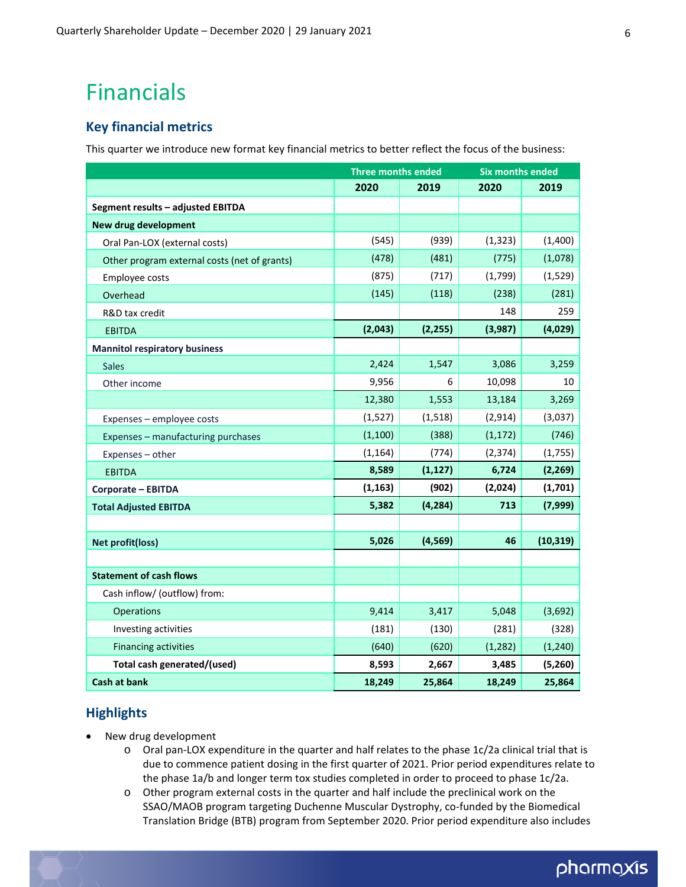# Financials

## Key financial metrics

This quarter we introduce new format key financial metrics to better reflect the focus of the business:

| | Three months ended | | Six months ended | |
|---|---|---|---|---|
| | **2020** | **2019** | **2020** | **2019** |
| **Segment results – adjusted EBITDA** | | | | |
| **New drug development** | | | | |
| Oral Pan-LOX (external costs) | (545) | (939) | (1,323) | (1,400) |
| Other program external costs (net of grants) | (478) | (481) | (775) | (1,078) |
| Employee costs | (875) | (717) | (1,799) | (1,529) |
| Overhead | (145) | (118) | (238) | (281) |
| R&D tax credit | | | 148 | 259 |
| EBITDA | **(2,043)** | **(2,255)** | **(3,987)** | **(4,029)** |
| **Mannitol respiratory business** | | | | |
| Sales | 2,424 | 1,547 | 3,086 | 3,259 |
| Other income | 9,956 | 6 | 10,098 | 10 |
| | 12,380 | 1,553 | 13,184 | 3,269 |
| Expenses – employee costs | (1,527) | (1,518) | (2,914) | (3,037) |
| Expenses – manufacturing purchases | (1,100) | (388) | (1,172) | (746) |
| Expenses – other | (1,164) | (774) | (2,374) | (1,755) |
| EBITDA | **8,589** | **(1,127)** | **6,724** | **(2,269)** |
| **Corporate – EBITDA** | **(1,163)** | **(902)** | **(2,024)** | **(1,701)** |
| **Total Adjusted EBITDA** | **5,382** | **(4,284)** | **713** | **(7,999)** |
| | | | | |
| **Net profit(loss)** | **5,026** | **(4,569)** | **46** | **(10,319)** |
| | | | | |
| **Statement of cash flows** | | | | |
| Cash inflow/ (outflow) from: | | | | |
| Operations | 9,414 | 3,417 | 5,048 | (3,692) |
| Investing activities | (181) | (130) | (281) | (328) |
| Financing activities | (640) | (620) | (1,282) | (1,240) |
| **Total cash generated/(used)** | **8,593** | **2,667** | **3,485** | **(5,260)** |
| **Cash at bank** | **18,249** | **25,864** | **18,249** | **25,864** |

## Highlights

- New drug development
  - Oral pan-LOX expenditure in the quarter and half relates to the phase 1c/2a clinical trial that is due to commence patient dosing in the first quarter of 2021. Prior period expenditures relate to the phase 1a/b and longer term tox studies completed in order to proceed to phase 1c/2a.
  - Other program external costs in the quarter and half include the preclinical work on the SSAO/MAOB program targeting Duchenne Muscular Dystrophy, co-funded by the Biomedical Translation Bridge (BTB) program from September 2020. Prior period expenditure also includes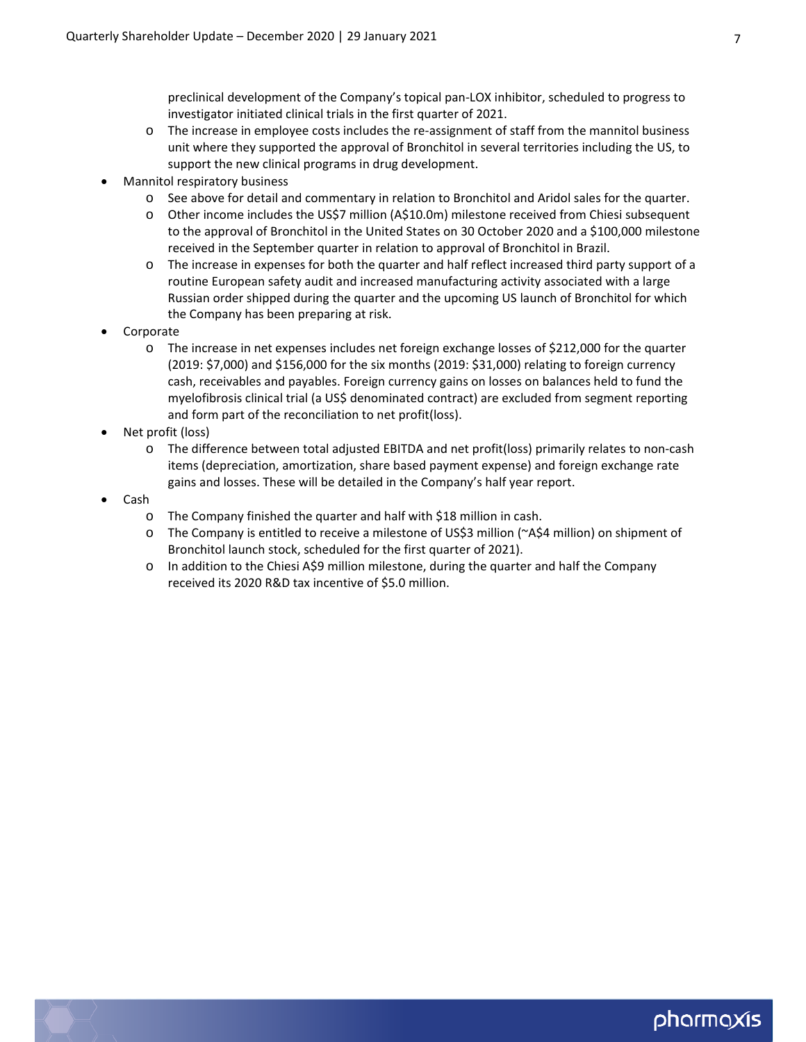preclinical development of the Company's topical pan-LOX inhibitor, scheduled to progress to investigator initiated clinical trials in the first quarter of 2021.
  - The increase in employee costs includes the re-assignment of staff from the mannitol business unit where they supported the approval of Bronchitol in several territories including the US, to support the new clinical programs in drug development.
- Mannitol respiratory business
  - See above for detail and commentary in relation to Bronchitol and Aridol sales for the quarter.
  - Other income includes the US$7 million (A$10.0m) milestone received from Chiesi subsequent to the approval of Bronchitol in the United States on 30 October 2020 and a $100,000 milestone received in the September quarter in relation to approval of Bronchitol in Brazil.
  - The increase in expenses for both the quarter and half reflect increased third party support of a routine European safety audit and increased manufacturing activity associated with a large Russian order shipped during the quarter and the upcoming US launch of Bronchitol for which the Company has been preparing at risk.
- Corporate
  - The increase in net expenses includes net foreign exchange losses of $212,000 for the quarter (2019: $7,000) and $156,000 for the six months (2019: $31,000) relating to foreign currency cash, receivables and payables. Foreign currency gains on losses on balances held to fund the myelofibrosis clinical trial (a US$ denominated contract) are excluded from segment reporting and form part of the reconciliation to net profit(loss).
- Net profit (loss)
  - The difference between total adjusted EBITDA and net profit(loss) primarily relates to non-cash items (depreciation, amortization, share based payment expense) and foreign exchange rate gains and losses. These will be detailed in the Company's half year report.
- Cash
  - The Company finished the quarter and half with $18 million in cash.
  - The Company is entitled to receive a milestone of US$3 million (~A$4 million) on shipment of Bronchitol launch stock, scheduled for the first quarter of 2021).
  - In addition to the Chiesi A$9 million milestone, during the quarter and half the Company received its 2020 R&D tax incentive of $5.0 million.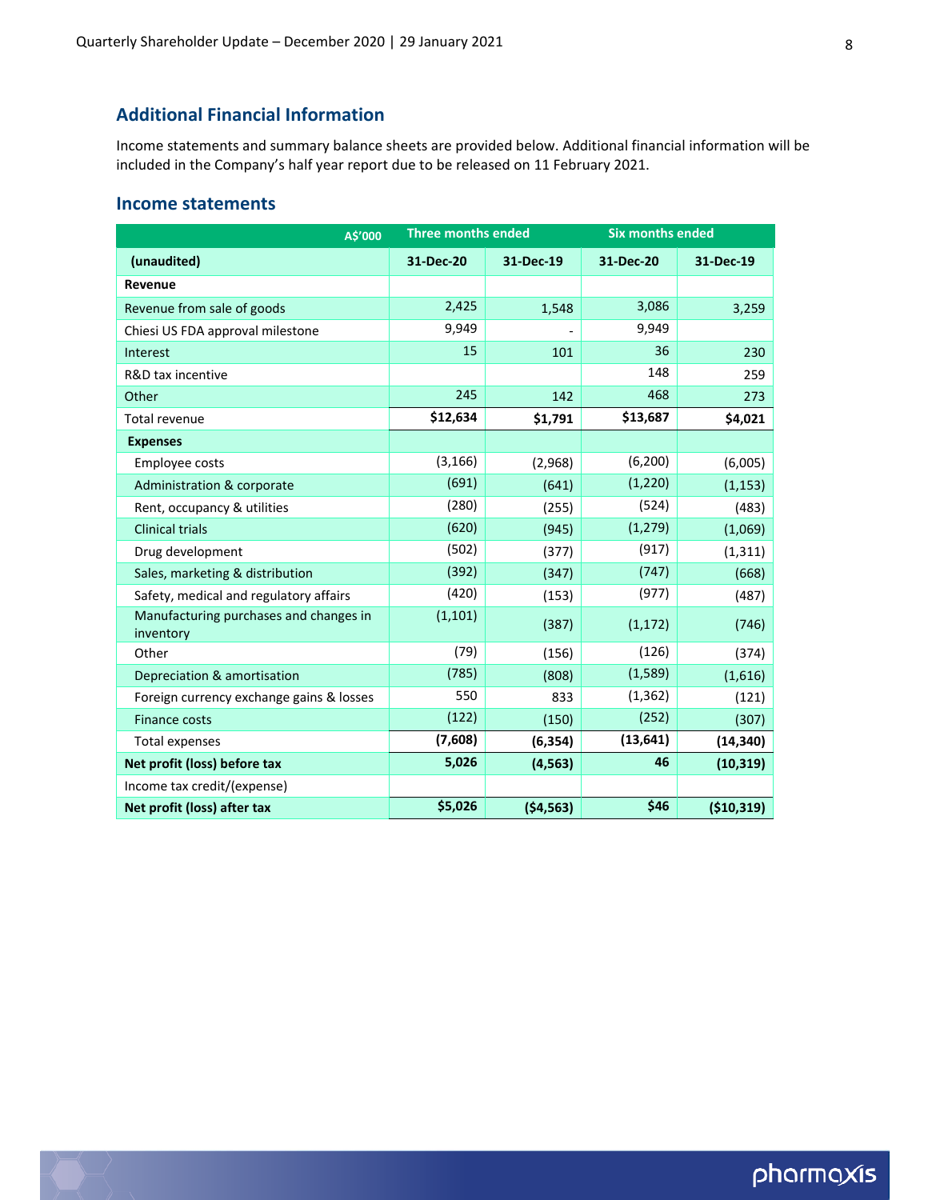## Additional Financial Information

Income statements and summary balance sheets are provided below. Additional financial information will be included in the Company's half year report due to be released on 11 February 2021.

## Income statements

| A$'000 | Three months ended | | Six months ended | |
|---|---|---|---|---|
| **(unaudited)** | **31-Dec-20** | **31-Dec-19** | **31-Dec-20** | **31-Dec-19** |
| **Revenue** | | | | |
| Revenue from sale of goods | 2,425 | 1,548 | 3,086 | 3,259 |
| Chiesi US FDA approval milestone | 9,949 | - | 9,949 | |
| Interest | 15 | 101 | 36 | 230 |
| R&D tax incentive | | | 148 | 259 |
| Other | 245 | 142 | 468 | 273 |
| Total revenue | **$12,634** | **$1,791** | **$13,687** | **$4,021** |
| **Expenses** | | | | |
| Employee costs | (3,166) | (2,968) | (6,200) | (6,005) |
| Administration & corporate | (691) | (641) | (1,220) | (1,153) |
| Rent, occupancy & utilities | (280) | (255) | (524) | (483) |
| Clinical trials | (620) | (945) | (1,279) | (1,069) |
| Drug development | (502) | (377) | (917) | (1,311) |
| Sales, marketing & distribution | (392) | (347) | (747) | (668) |
| Safety, medical and regulatory affairs | (420) | (153) | (977) | (487) |
| Manufacturing purchases and changes in inventory | (1,101) | (387) | (1,172) | (746) |
| Other | (79) | (156) | (126) | (374) |
| Depreciation & amortisation | (785) | (808) | (1,589) | (1,616) |
| Foreign currency exchange gains & losses | 550 | 833 | (1,362) | (121) |
| Finance costs | (122) | (150) | (252) | (307) |
| Total expenses | **(7,608)** | **(6,354)** | **(13,641)** | **(14,340)** |
| **Net profit (loss) before tax** | **5,026** | **(4,563)** | **46** | **(10,319)** |
| Income tax credit/(expense) | | | | |
| **Net profit (loss) after tax** | **$5,026** | **($4,563)** | **$46** | **($10,319)** |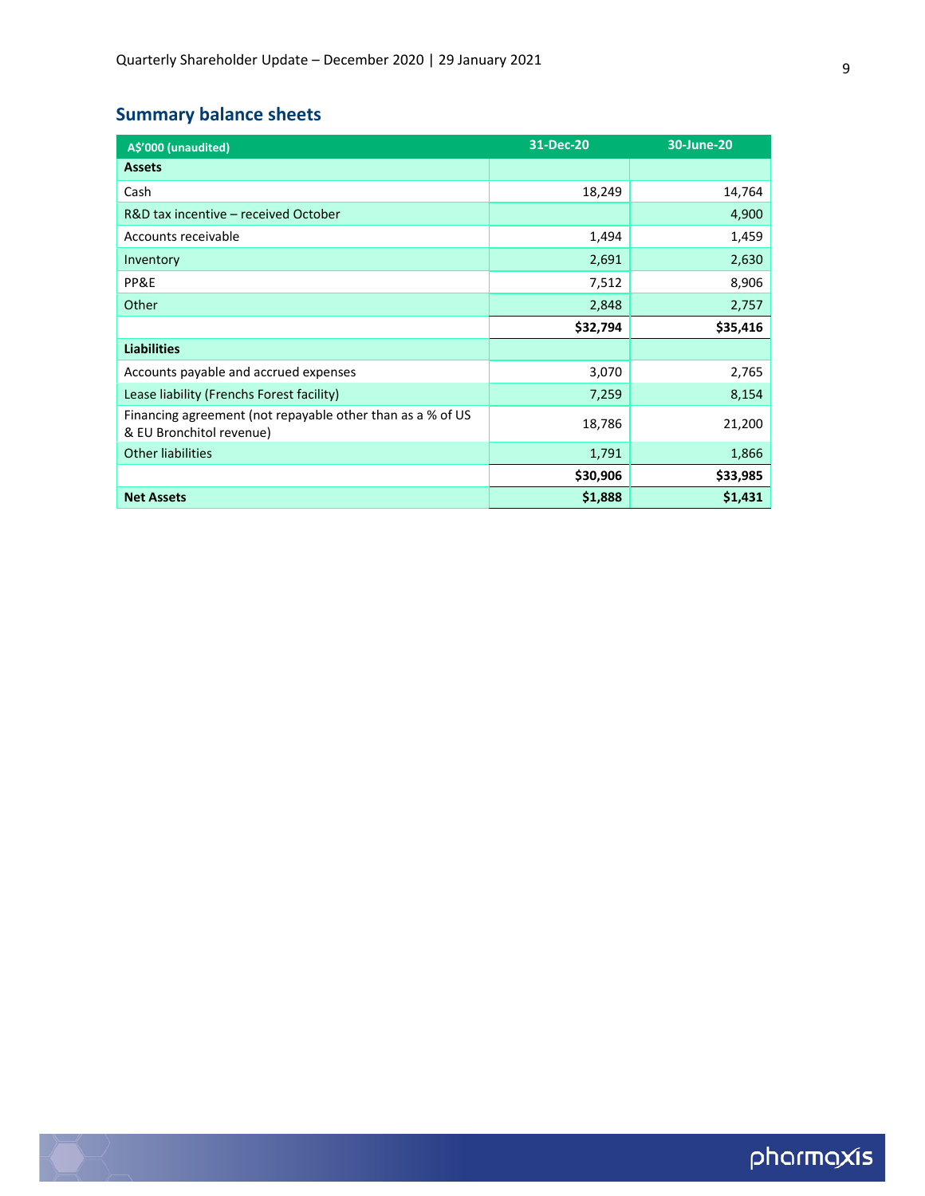## Summary balance sheets

| A$'000 (unaudited) | 31-Dec-20 | 30-June-20 |
|---|---|---|
| **Assets** | | |
| Cash | 18,249 | 14,764 |
| R&D tax incentive – received October | | 4,900 |
| Accounts receivable | 1,494 | 1,459 |
| Inventory | 2,691 | 2,630 |
| PP&E | 7,512 | 8,906 |
| Other | 2,848 | 2,757 |
| | **$32,794** | **$35,416** |
| **Liabilities** | | |
| Accounts payable and accrued expenses | 3,070 | 2,765 |
| Lease liability (Frenchs Forest facility) | 7,259 | 8,154 |
| Financing agreement (not repayable other than as a % of US & EU Bronchitol revenue) | 18,786 | 21,200 |
| Other liabilities | 1,791 | 1,866 |
| | **$30,906** | **$33,985** |
| **Net Assets** | **$1,888** | **$1,431** |